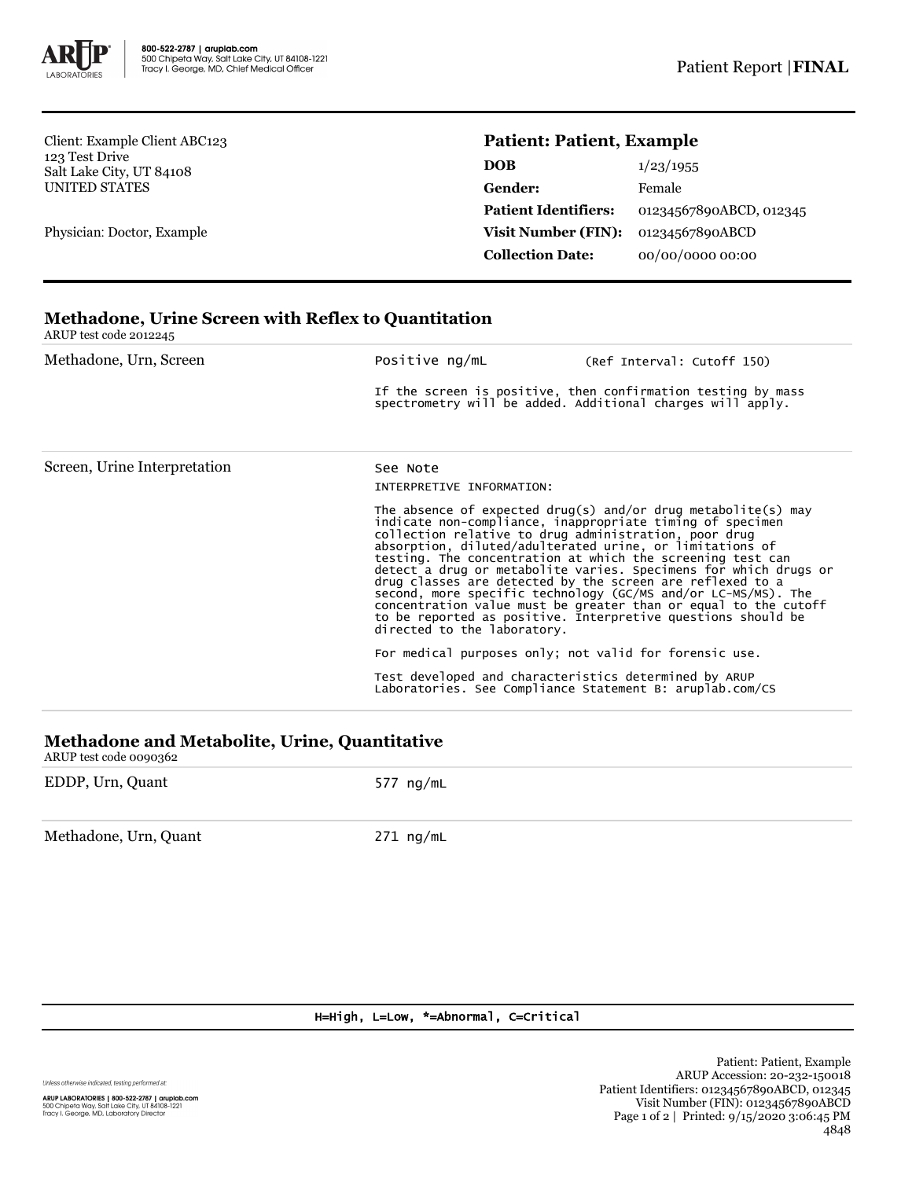800-522-2787 | aruplab.com
500 Chipeta Way, Salt Lake City, UT 84108-1221
Tracy I. George, MD, Chief Medical Officer

Patient Report | **FINAL**

Client: Example Client ABC123
123 Test Drive
Salt Lake City, UT 84108
UNITED STATES

Physician: Doctor, Example

## Patient: Patient, Example

| | |
|---|---|
| **DOB** | 1/23/1955 |
| **Gender:** | Female |
| **Patient Identifiers:** | 01234567890ABCD, 012345 |
| **Visit Number (FIN):** | 01234567890ABCD |
| **Collection Date:** | 00/00/0000 00:00 |

## Methadone, Urine Screen with Reflex to Quantitation

ARUP test code 2012245

| | | |
|---|---|---|
| Methadone, Urn, Screen | Positive ng/mL | (Ref Interval: Cutoff 150) |

If the screen is positive, then confirmation testing by mass spectrometry will be added. Additional charges will apply.

Screen, Urine Interpretation — See Note

INTERPRETIVE INFORMATION:

The absence of expected drug(s) and/or drug metabolite(s) may indicate non-compliance, inappropriate timing of specimen collection relative to drug administration, poor drug absorption, diluted/adulterated urine, or limitations of testing. The concentration at which the screening test can detect a drug or metabolite varies. Specimens for which drugs or drug classes are detected by the screen are reflexed to a second, more specific technology (GC/MS and/or LC-MS/MS). The concentration value must be greater than or equal to the cutoff to be reported as positive. Interpretive questions should be directed to the laboratory.

For medical purposes only; not valid for forensic use.

Test developed and characteristics determined by ARUP Laboratories. See Compliance Statement B: aruplab.com/CS

## Methadone and Metabolite, Urine, Quantitative

ARUP test code 0090362

| | |
|---|---|
| EDDP, Urn, Quant | 577 ng/mL |
| Methadone, Urn, Quant | 271 ng/mL |

H=High, L=Low, *=Abnormal, C=Critical

Unless otherwise indicated, testing performed at:

ARUP LABORATORIES | 800-522-2787 | aruplab.com
500 Chipeta Way, Salt Lake City, UT 84108-1221
Tracy I. George, MD, Laboratory Director

Patient: Patient, Example
ARUP Accession: 20-232-150018
Patient Identifiers: 01234567890ABCD, 012345
Visit Number (FIN): 01234567890ABCD
Printed: 9/15/2020 3:06:45 PM
4848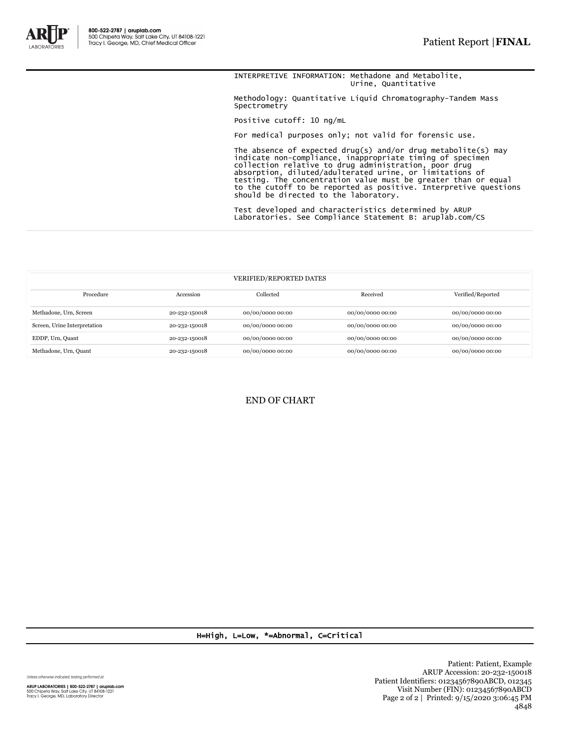INTERPRETIVE INFORMATION: Methadone and Metabolite, Urine, Quantitative

Methodology: Quantitative Liquid Chromatography-Tandem Mass Spectrometry

Positive cutoff: 10 ng/mL

For medical purposes only; not valid for forensic use.

The absence of expected drug(s) and/or drug metabolite(s) may indicate non-compliance, inappropriate timing of specimen collection relative to drug administration, poor drug absorption, diluted/adulterated urine, or limitations of testing. The concentration value must be greater than or equal to the cutoff to be reported as positive. Interpretive questions should be directed to the laboratory.

Test developed and characteristics determined by ARUP Laboratories. See Compliance Statement B: aruplab.com/CS

VERIFIED/REPORTED DATES

| Procedure | Accession | Collected | Received | Verified/Reported |
|---|---|---|---|---|
| Methadone, Urn, Screen | 20-232-150018 | 00/00/0000 00:00 | 00/00/0000 00:00 | 00/00/0000 00:00 |
| Screen, Urine Interpretation | 20-232-150018 | 00/00/0000 00:00 | 00/00/0000 00:00 | 00/00/0000 00:00 |
| EDDP, Urn, Quant | 20-232-150018 | 00/00/0000 00:00 | 00/00/0000 00:00 | 00/00/0000 00:00 |
| Methadone, Urn, Quant | 20-232-150018 | 00/00/0000 00:00 | 00/00/0000 00:00 | 00/00/0000 00:00 |

END OF CHART

H=High, L=Low, *=Abnormal, C=Critical

Unless otherwise indicated, testing performed at:

ARUP LABORATORIES | 800-522-2787 | aruplab.com
500 Chipeta Way, Salt Lake City, UT 84108-1221
Tracy I. George, MD, Laboratory Director

Patient: Patient, Example
ARUP Accession: 20-232-150018
Patient Identifiers: 01234567890ABCD, 012345
Visit Number (FIN): 01234567890ABCD
Printed: 9/15/2020 3:06:45 PM
4848